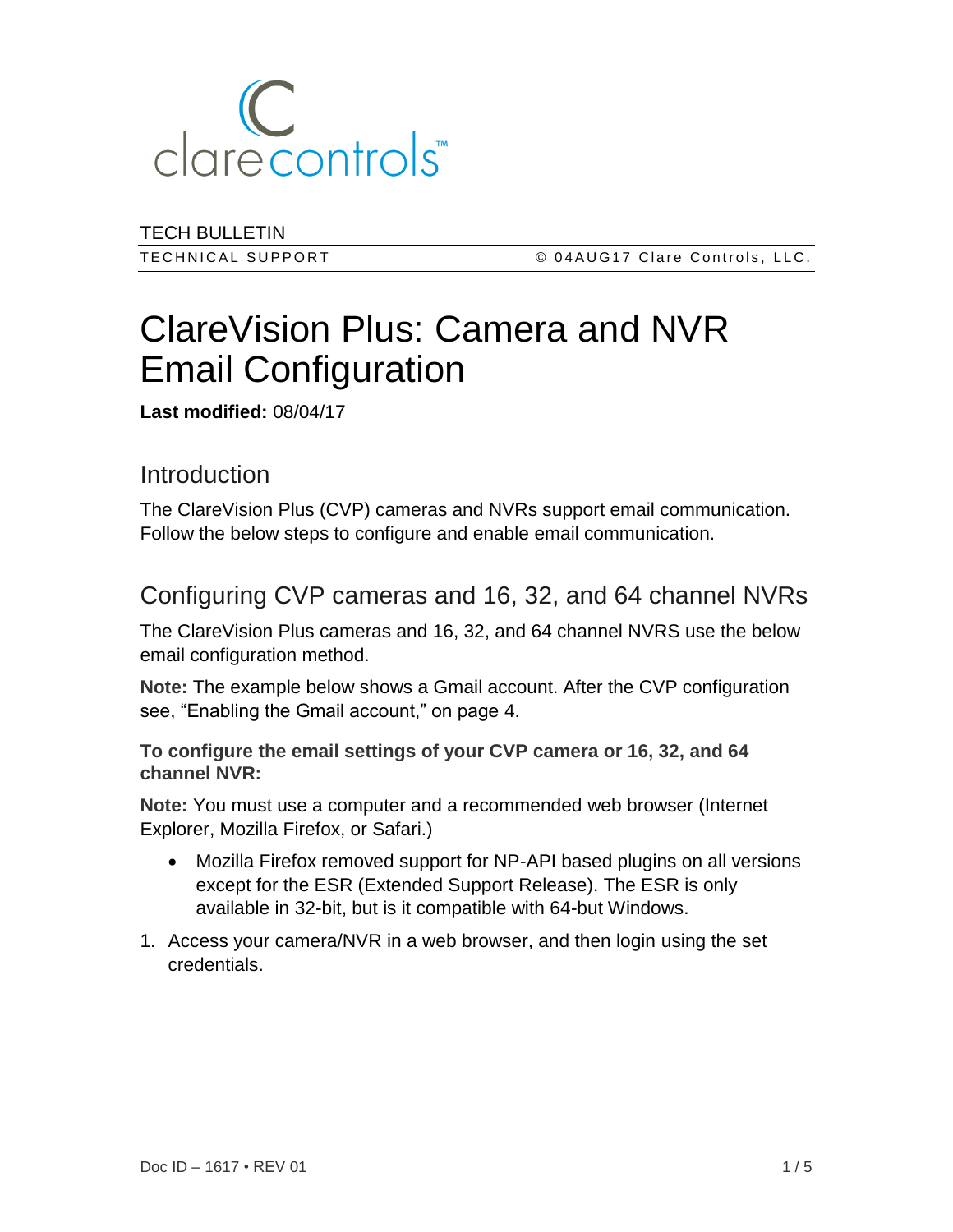clarecontrols™

TECH BULLETIN

TECHNICAL SUPPORT © 04AUG17 Clare Controls, LLC.

# ClareVision Plus: Camera and NVR Email Configuration

**Last modified:** 08/04/17

## Introduction

The ClareVision Plus (CVP) cameras and NVRs support email communication. Follow the below steps to configure and enable email communication.

## Configuring CVP cameras and 16, 32, and 64 channel NVRs

The ClareVision Plus cameras and 16, 32, and 64 channel NVRS use the below email configuration method.

**Note:** The example below shows a Gmail account. After the CVP configuration see, “Enabling the Gmail account,” on page 4.

**To configure the email settings of your CVP camera or 16, 32, and 64 channel NVR:**

**Note:** You must use a computer and a recommended web browser (Internet Explorer, Mozilla Firefox, or Safari.)

- Mozilla Firefox removed support for NP-API based plugins on all versions except for the ESR (Extended Support Release). The ESR is only available in 32-bit, but is it compatible with 64-but Windows.

1. Access your camera/NVR in a web browser, and then login using the set credentials.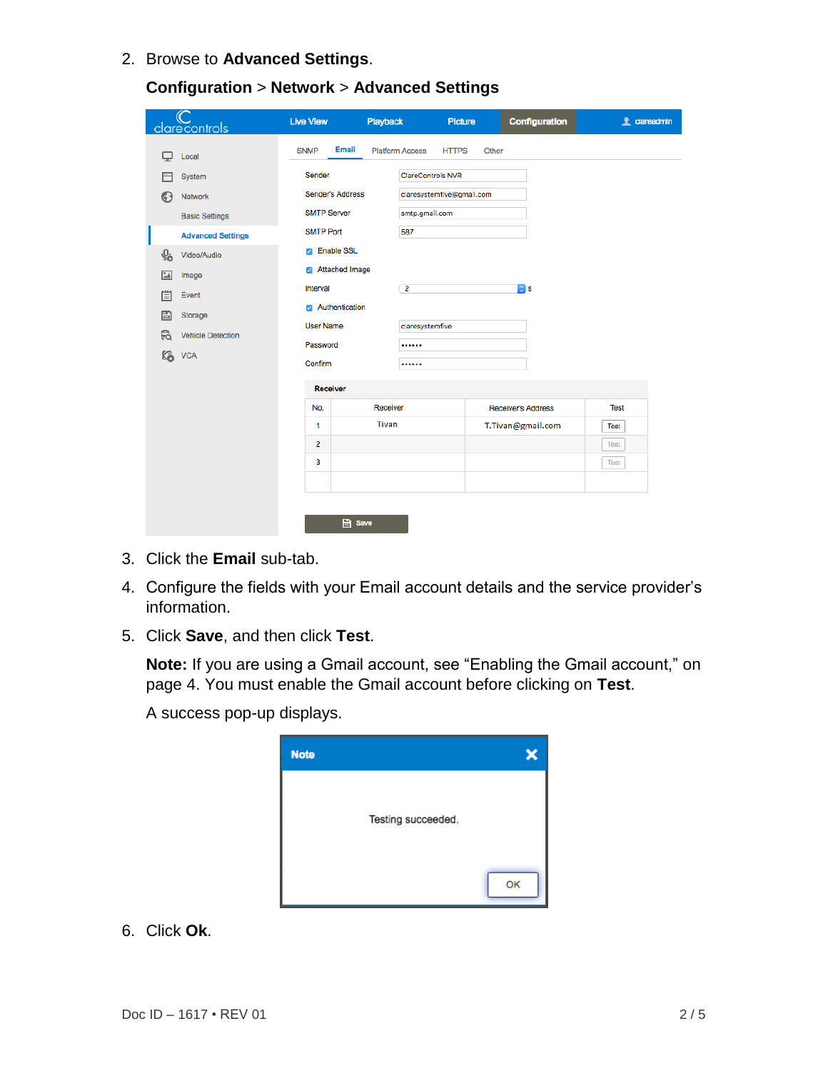2. Browse to **Advanced Settings**.

   **Configuration** > **Network** > **Advanced Settings**

3. Click the **Email** sub-tab.
4. Configure the fields with your Email account details and the service provider's information.
5. Click **Save**, and then click **Test**.

   **Note:** If you are using a Gmail account, see "Enabling the Gmail account," on page 4. You must enable the Gmail account before clicking on **Test**.

   A success pop-up displays.

6. Click **Ok**.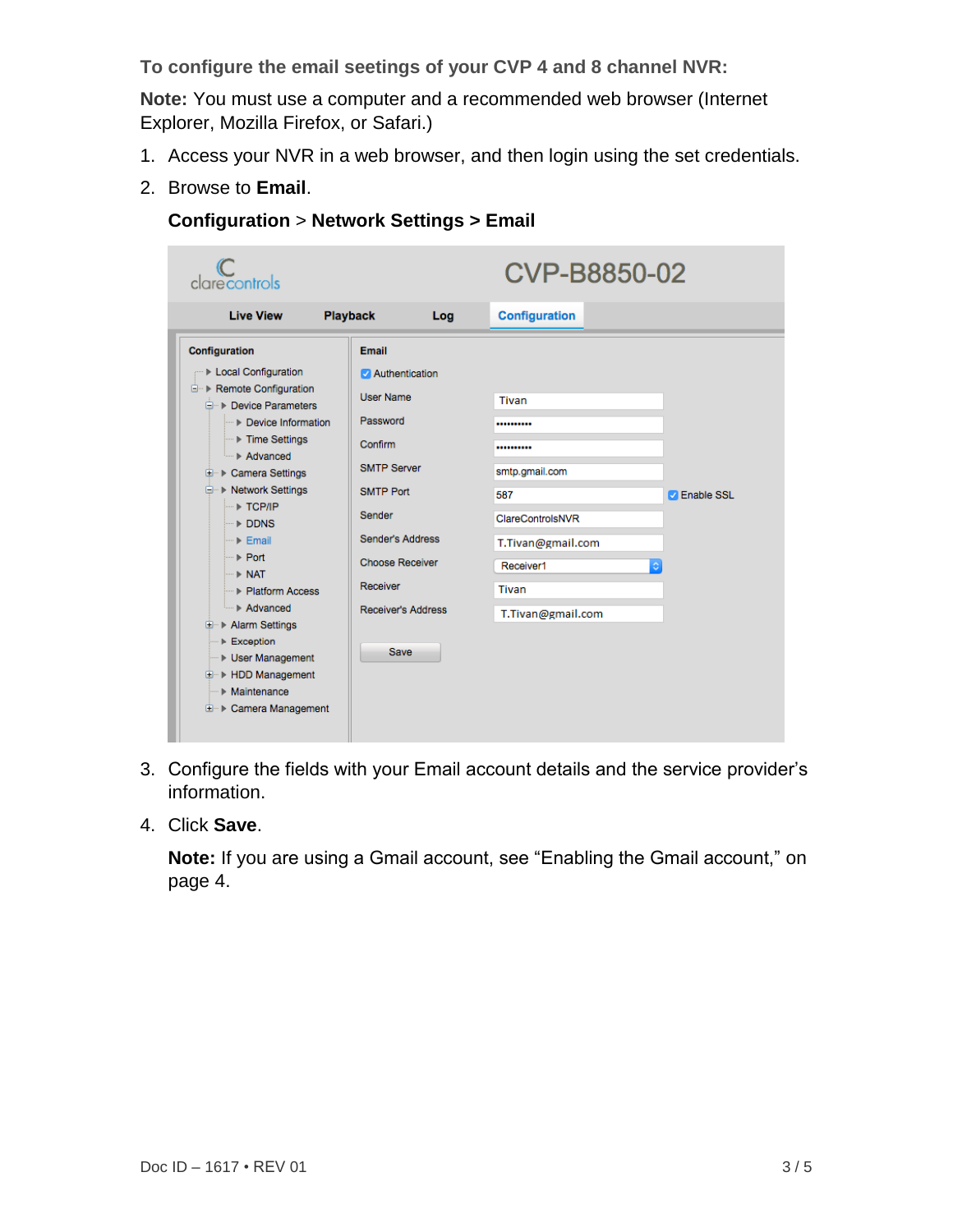**To configure the email seetings of your CVP 4 and 8 channel NVR:**

**Note:** You must use a computer and a recommended web browser (Internet Explorer, Mozilla Firefox, or Safari.)

1. Access your NVR in a web browser, and then login using the set credentials.
2. Browse to **Email**.

   **Configuration** > **Network Settings > Email**

3. Configure the fields with your Email account details and the service provider's information.
4. Click **Save**.

   **Note:** If you are using a Gmail account, see "Enabling the Gmail account," on page 4.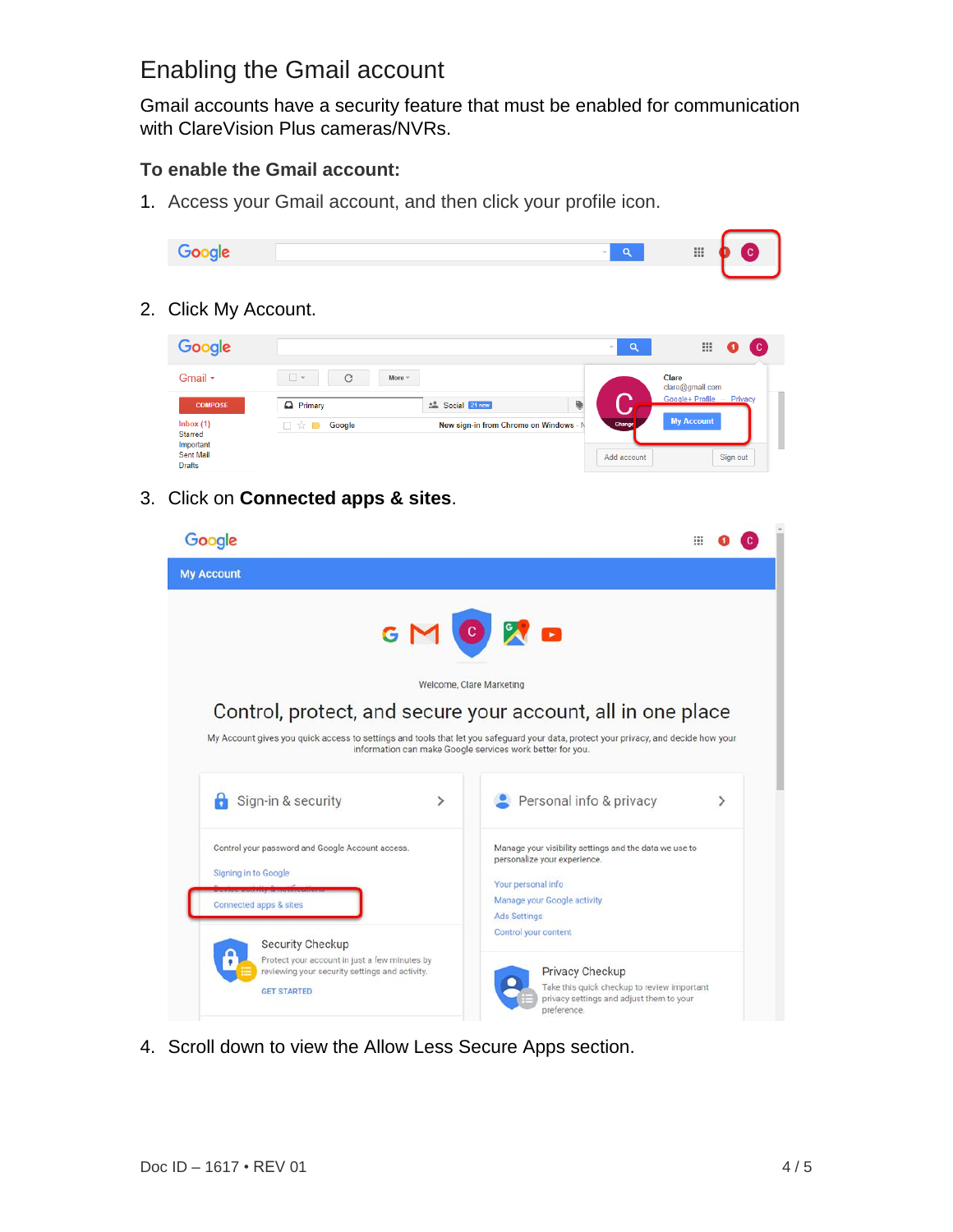## Enabling the Gmail account

Gmail accounts have a security feature that must be enabled for communication with ClareVision Plus cameras/NVRs.

**To enable the Gmail account:**

1. Access your Gmail account, and then click your profile icon.

2. Click My Account.

3. Click on **Connected apps & sites**.

4. Scroll down to view the Allow Less Secure Apps section.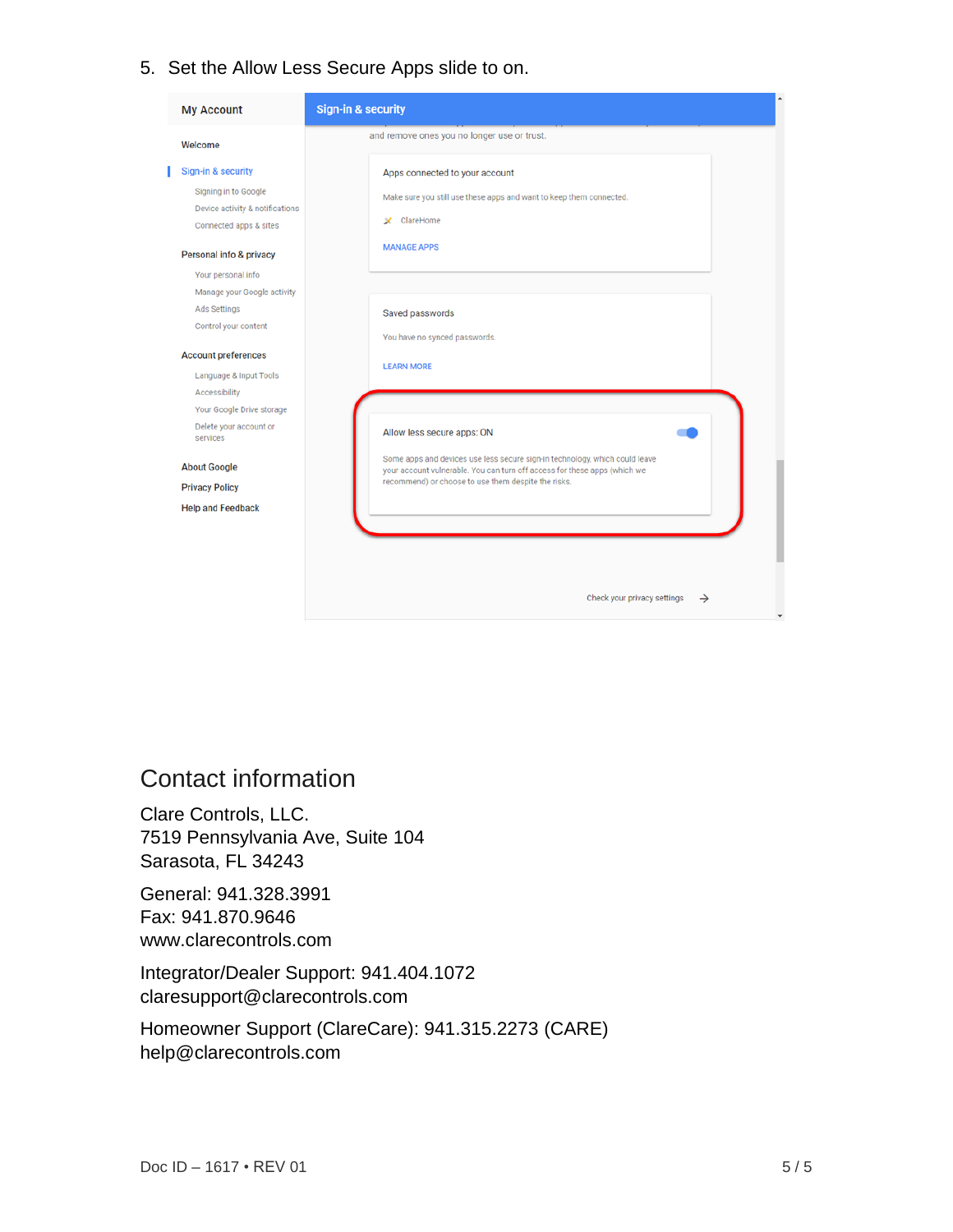5. Set the Allow Less Secure Apps slide to on.

My Account

Sign-in & security

and remove ones you no longer use or trust.

Welcome

Sign-in & security

Signing in to Google

Device activity & notifications

Connected apps & sites

Personal info & privacy

Your personal info

Manage your Google activity

Ads Settings

Control your content

Account preferences

Language & Input Tools

Accessibility

Your Google Drive storage

Delete your account or services

About Google

Privacy Policy

Help and Feedback

Apps connected to your account

Make sure you still use these apps and want to keep them connected.

ClareHome

MANAGE APPS

Saved passwords

You have no synced passwords.

LEARN MORE

Allow less secure apps: ON

Some apps and devices use less secure sign-in technology, which could leave your account vulnerable. You can turn off access for these apps (which we recommend) or choose to use them despite the risks.

Check your privacy settings →

## Contact information

Clare Controls, LLC.
7519 Pennsylvania Ave, Suite 104
Sarasota, FL 34243

General: 941.328.3991
Fax: 941.870.9646
www.clarecontrols.com

Integrator/Dealer Support: 941.404.1072
claresupport@clarecontrols.com

Homeowner Support (ClareCare): 941.315.2273 (CARE)
help@clarecontrols.com

Doc ID – 1617 • REV 01